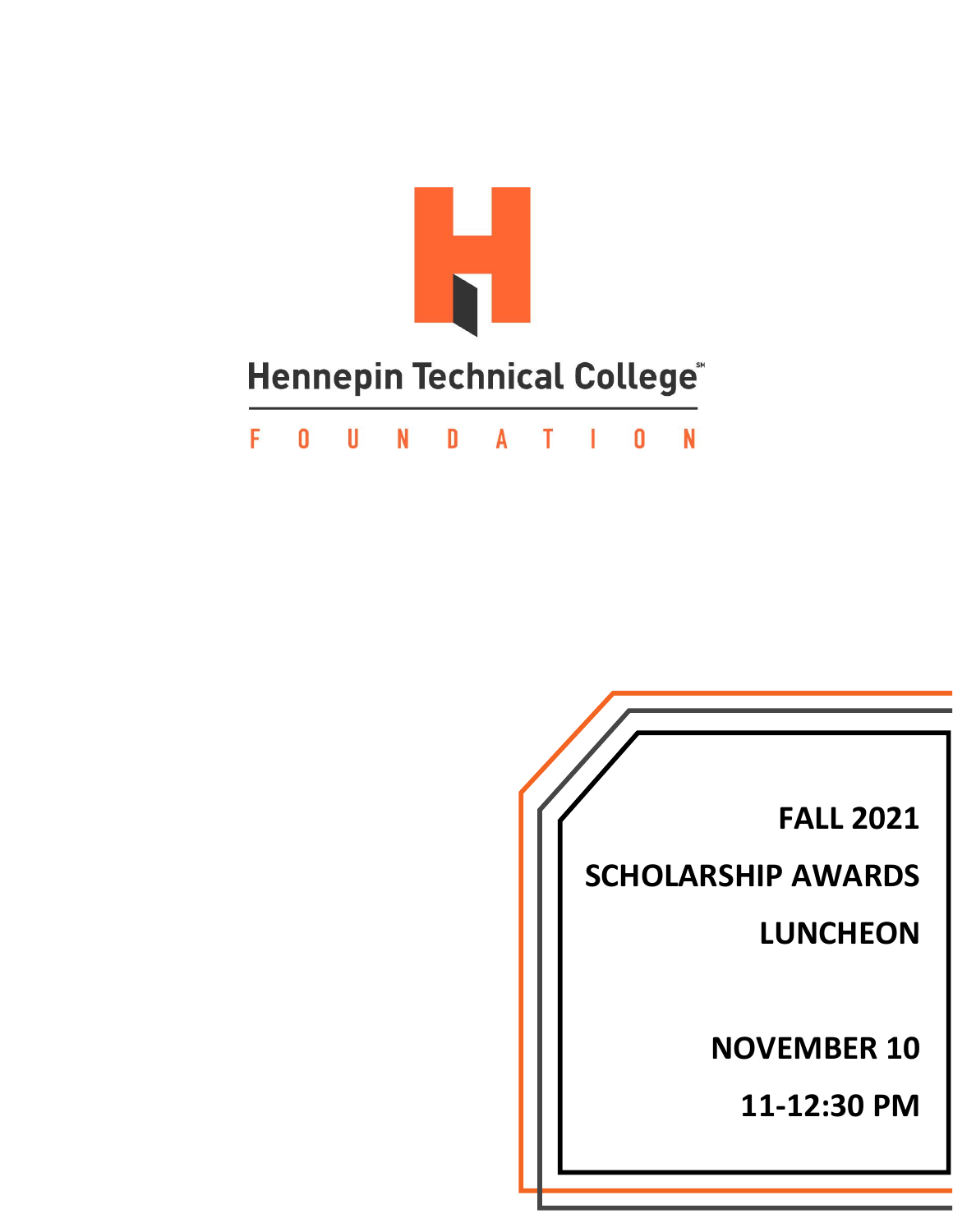Hennepin Technical College[SM]

FOUNDATION

# FALL 2021

# SCHOLARSHIP AWARDS

# LUNCHEON

**NOVEMBER 10**

**11-12:30 PM**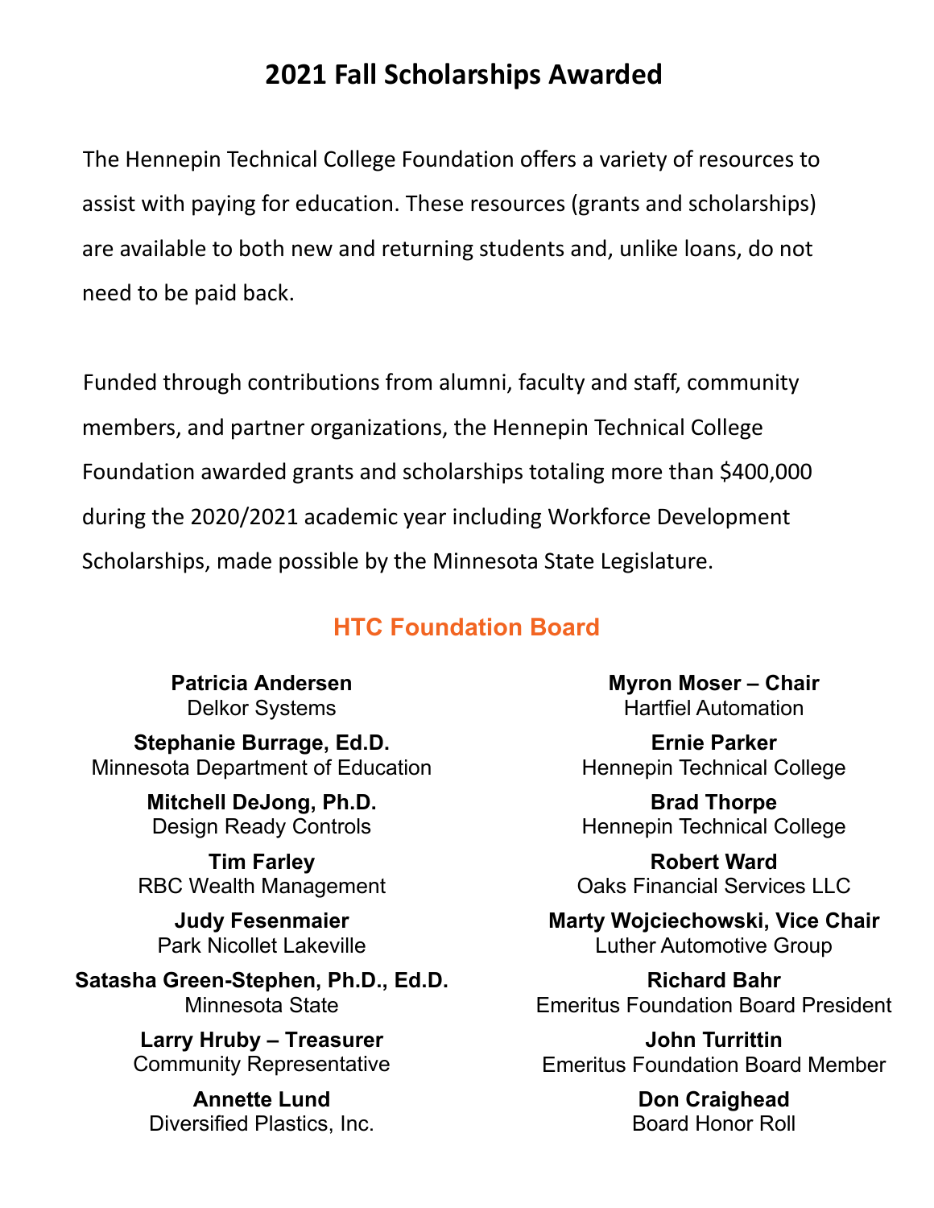# 2021 Fall Scholarships Awarded

The Hennepin Technical College Foundation offers a variety of resources to assist with paying for education. These resources (grants and scholarships) are available to both new and returning students and, unlike loans, do not need to be paid back.

Funded through contributions from alumni, faculty and staff, community members, and partner organizations, the Hennepin Technical College Foundation awarded grants and scholarships totaling more than $400,000 during the 2020/2021 academic year including Workforce Development Scholarships, made possible by the Minnesota State Legislature.

## HTC Foundation Board

**Patricia Andersen**
Delkor Systems

**Stephanie Burrage, Ed.D.**
Minnesota Department of Education

**Mitchell DeJong, Ph.D.**
Design Ready Controls

**Tim Farley**
RBC Wealth Management

**Judy Fesenmaier**
Park Nicollet Lakeville

**Satasha Green-Stephen, Ph.D., Ed.D.**
Minnesota State

**Larry Hruby – Treasurer**
Community Representative

**Annette Lund**
Diversified Plastics, Inc.

**Myron Moser – Chair**
Hartfiel Automation

**Ernie Parker**
Hennepin Technical College

**Brad Thorpe**
Hennepin Technical College

**Robert Ward**
Oaks Financial Services LLC

**Marty Wojciechowski, Vice Chair**
Luther Automotive Group

**Richard Bahr**
Emeritus Foundation Board President

**John Turrittin**
Emeritus Foundation Board Member

**Don Craighead**
Board Honor Roll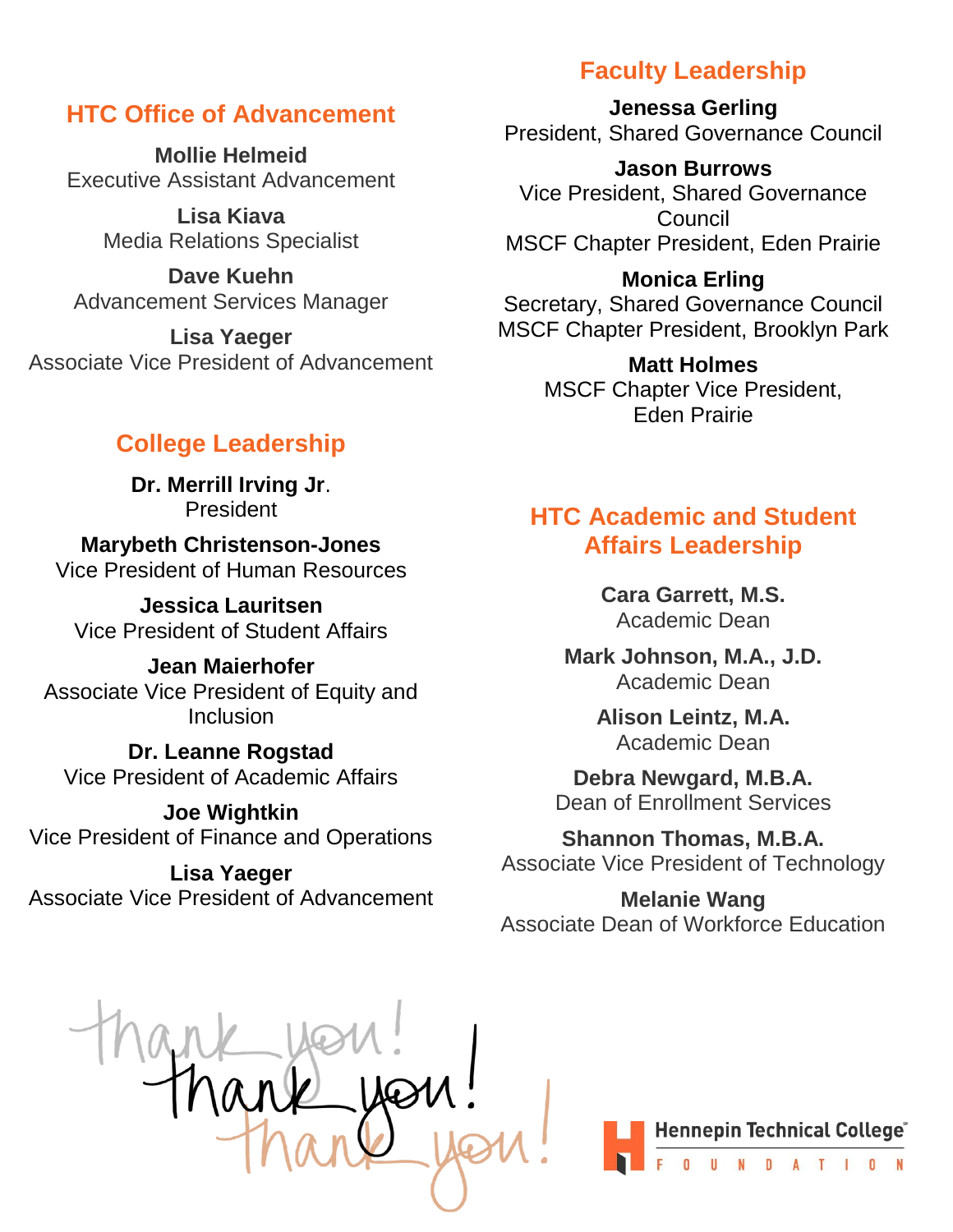## HTC Office of Advancement

**Mollie Helmeid**
Executive Assistant Advancement

**Lisa Kiava**
Media Relations Specialist

**Dave Kuehn**
Advancement Services Manager

**Lisa Yaeger**
Associate Vice President of Advancement

## College Leadership

**Dr. Merrill Irving Jr**.
President

**Marybeth Christensen-Jones**
Vice President of Human Resources

**Jessica Lauritsen**
Vice President of Student Affairs

**Jean Maierhofer**
Associate Vice President of Equity and Inclusion

**Dr. Leanne Rogstad**
Vice President of Academic Affairs

**Joe Wightkin**
Vice President of Finance and Operations

**Lisa Yaeger**
Associate Vice President of Advancement

## Faculty Leadership

**Jenessa Gerling**
President, Shared Governance Council

**Jason Burrows**
Vice President, Shared Governance Council
MSCF Chapter President, Eden Prairie

**Monica Erling**
Secretary, Shared Governance Council
MSCF Chapter President, Brooklyn Park

**Matt Holmes**
MSCF Chapter Vice President, Eden Prairie

## HTC Academic and Student Affairs Leadership

**Cara Garrett, M.S.**
Academic Dean

**Mark Johnson, M.A., J.D.**
Academic Dean

**Alison Leintz, M.A.**
Academic Dean

**Debra Newgard, M.B.A.**
Dean of Enrollment Services

**Shannon Thomas, M.B.A.**
Associate Vice President of Technology

**Melanie Wang**
Associate Dean of Workforce Education

thank you! thank you! thank you!

Hennepin Technical College Foundation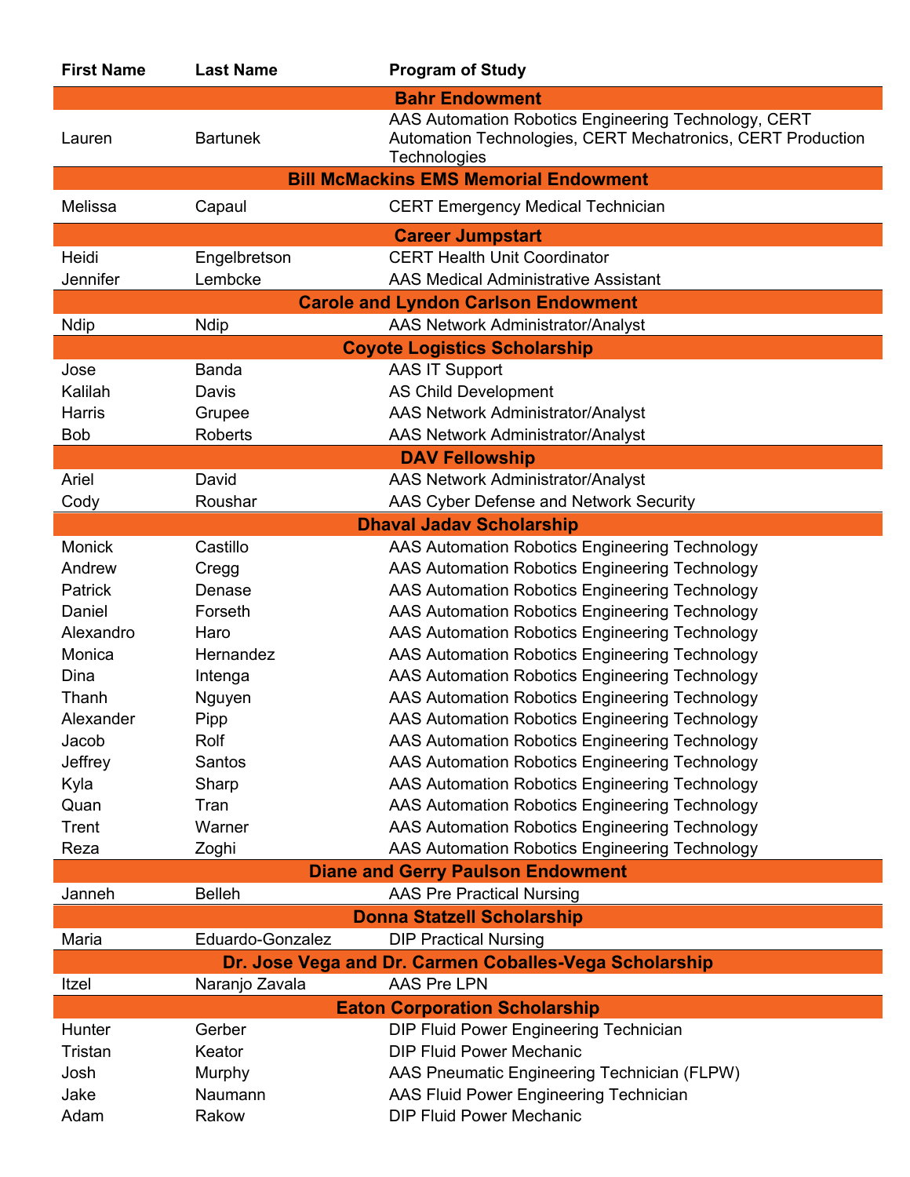| First Name | Last Name | Program of Study |
|---|---|---|
| **Bahr Endowment** | | |
| Lauren | Bartunek | AAS Automation Robotics Engineering Technology, CERT Automation Technologies, CERT Mechatronics, CERT Production Technologies |
| **Bill McMackins EMS Memorial Endowment** | | |
| Melissa | Capaul | CERT Emergency Medical Technician |
| **Career Jumpstart** | | |
| Heidi | Engelbretson | CERT Health Unit Coordinator |
| Jennifer | Lembcke | AAS Medical Administrative Assistant |
| **Carole and Lyndon Carlson Endowment** | | |
| Ndip | Ndip | AAS Network Administrator/Analyst |
| **Coyote Logistics Scholarship** | | |
| Jose | Banda | AAS IT Support |
| Kalilah | Davis | AS Child Development |
| Harris | Grupee | AAS Network Administrator/Analyst |
| Bob | Roberts | AAS Network Administrator/Analyst |
| **DAV Fellowship** | | |
| Ariel | David | AAS Network Administrator/Analyst |
| Cody | Roushar | AAS Cyber Defense and Network Security |
| **Dhaval Jadav Scholarship** | | |
| Monick | Castillo | AAS Automation Robotics Engineering Technology |
| Andrew | Cregg | AAS Automation Robotics Engineering Technology |
| Patrick | Denase | AAS Automation Robotics Engineering Technology |
| Daniel | Forseth | AAS Automation Robotics Engineering Technology |
| Alexandro | Haro | AAS Automation Robotics Engineering Technology |
| Monica | Hernandez | AAS Automation Robotics Engineering Technology |
| Dina | Intenga | AAS Automation Robotics Engineering Technology |
| Thanh | Nguyen | AAS Automation Robotics Engineering Technology |
| Alexander | Pipp | AAS Automation Robotics Engineering Technology |
| Jacob | Rolf | AAS Automation Robotics Engineering Technology |
| Jeffrey | Santos | AAS Automation Robotics Engineering Technology |
| Kyla | Sharp | AAS Automation Robotics Engineering Technology |
| Quan | Tran | AAS Automation Robotics Engineering Technology |
| Trent | Warner | AAS Automation Robotics Engineering Technology |
| Reza | Zoghi | AAS Automation Robotics Engineering Technology |
| **Diane and Gerry Paulson Endowment** | | |
| Janneh | Belleh | AAS Pre Practical Nursing |
| **Donna Statzell Scholarship** | | |
| Maria | Eduardo-Gonzalez | DIP Practical Nursing |
| **Dr. Jose Vega and Dr. Carmen Coballes-Vega Scholarship** | | |
| Itzel | Naranjo Zavala | AAS Pre LPN |
| **Eaton Corporation Scholarship** | | |
| Hunter | Gerber | DIP Fluid Power Engineering Technician |
| Tristan | Keator | DIP Fluid Power Mechanic |
| Josh | Murphy | AAS Pneumatic Engineering Technician (FLPW) |
| Jake | Naumann | AAS Fluid Power Engineering Technician |
| Adam | Rakow | DIP Fluid Power Mechanic |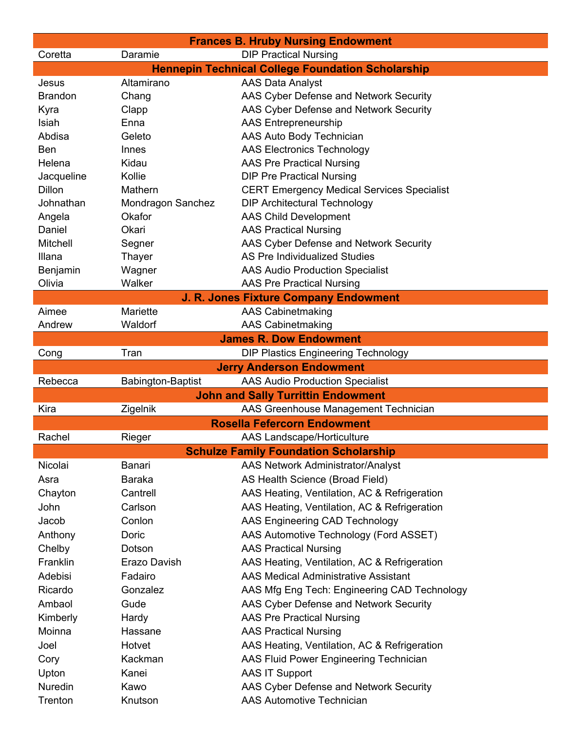| Frances B. Hruby Nursing Endowment | | |
|---|---|---|
| Coretta | Daramie | DIP Practical Nursing |
| **Hennepin Technical College Foundation Scholarship** | | |
| Jesus | Altamirano | AAS Data Analyst |
| Brandon | Chang | AAS Cyber Defense and Network Security |
| Kyra | Clapp | AAS Cyber Defense and Network Security |
| Isiah | Enna | AAS Entrepreneurship |
| Abdisa | Geleto | AAS Auto Body Technician |
| Ben | Innes | AAS Electronics Technology |
| Helena | Kidau | AAS Pre Practical Nursing |
| Jacqueline | Kollie | DIP Pre Practical Nursing |
| Dillon | Mathern | CERT Emergency Medical Services Specialist |
| Johnathan | Mondragon Sanchez | DIP Architectural Technology |
| Angela | Okafor | AAS Child Development |
| Daniel | Okari | AAS Practical Nursing |
| Mitchell | Segner | AAS Cyber Defense and Network Security |
| Illana | Thayer | AS Pre Individualized Studies |
| Benjamin | Wagner | AAS Audio Production Specialist |
| Olivia | Walker | AAS Pre Practical Nursing |
| **J. R. Jones Fixture Company Endowment** | | |
| Aimee | Mariette | AAS Cabinetmaking |
| Andrew | Waldorf | AAS Cabinetmaking |
| **James R. Dow Endowment** | | |
| Cong | Tran | DIP Plastics Engineering Technology |
| **Jerry Anderson Endowment** | | |
| Rebecca | Babington-Baptist | AAS Audio Production Specialist |
| **John and Sally Turrittin Endowment** | | |
| Kira | Zigelnik | AAS Greenhouse Management Technician |
| **Rosella Fefercorn Endowment** | | |
| Rachel | Rieger | AAS Landscape/Horticulture |
| **Schulze Family Foundation Scholarship** | | |
| Nicolai | Banari | AAS Network Administrator/Analyst |
| Asra | Baraka | AS Health Science (Broad Field) |
| Chayton | Cantrell | AAS Heating, Ventilation, AC & Refrigeration |
| John | Carlson | AAS Heating, Ventilation, AC & Refrigeration |
| Jacob | Conlon | AAS Engineering CAD Technology |
| Anthony | Doric | AAS Automotive Technology (Ford ASSET) |
| Chelby | Dotson | AAS Practical Nursing |
| Franklin | Erazo Davish | AAS Heating, Ventilation, AC & Refrigeration |
| Adebisi | Fadairo | AAS Medical Administrative Assistant |
| Ricardo | Gonzalez | AAS Mfg Eng Tech: Engineering CAD Technology |
| Ambaol | Gude | AAS Cyber Defense and Network Security |
| Kimberly | Hardy | AAS Pre Practical Nursing |
| Moinna | Hassane | AAS Practical Nursing |
| Joel | Hotvet | AAS Heating, Ventilation, AC & Refrigeration |
| Cory | Kackman | AAS Fluid Power Engineering Technician |
| Upton | Kanei | AAS IT Support |
| Nuredin | Kawo | AAS Cyber Defense and Network Security |
| Trenton | Knutson | AAS Automotive Technician |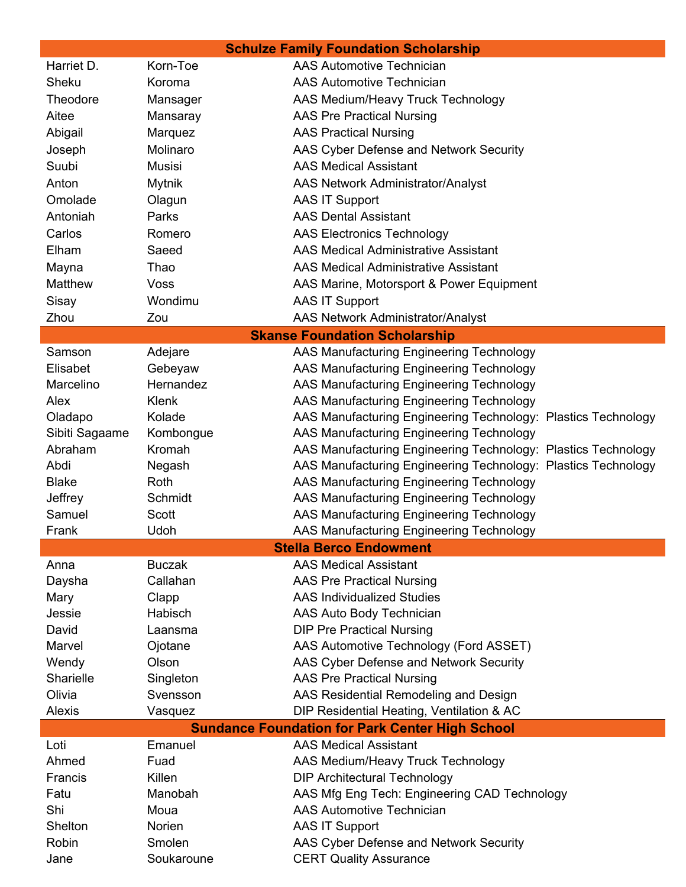| Schulze Family Foundation Scholarship | | |
|---|---|---|
| Harriet D. | Korn-Toe | AAS Automotive Technician |
| Sheku | Koroma | AAS Automotive Technician |
| Theodore | Mansager | AAS Medium/Heavy Truck Technology |
| Aitee | Mansaray | AAS Pre Practical Nursing |
| Abigail | Marquez | AAS Practical Nursing |
| Joseph | Molinaro | AAS Cyber Defense and Network Security |
| Suubi | Musisi | AAS Medical Assistant |
| Anton | Mytnik | AAS Network Administrator/Analyst |
| Omolade | Olagun | AAS IT Support |
| Antoniah | Parks | AAS Dental Assistant |
| Carlos | Romero | AAS Electronics Technology |
| Elham | Saeed | AAS Medical Administrative Assistant |
| Mayna | Thao | AAS Medical Administrative Assistant |
| Matthew | Voss | AAS Marine, Motorsport & Power Equipment |
| Sisay | Wondimu | AAS IT Support |
| Zhou | Zou | AAS Network Administrator/Analyst |
| **Skanse Foundation Scholarship** | | |
| Samson | Adejare | AAS Manufacturing Engineering Technology |
| Elisabet | Gebeyaw | AAS Manufacturing Engineering Technology |
| Marcelino | Hernandez | AAS Manufacturing Engineering Technology |
| Alex | Klenk | AAS Manufacturing Engineering Technology |
| Oladapo | Kolade | AAS Manufacturing Engineering Technology: Plastics Technology |
| Sibiti Sagaame | Kombongue | AAS Manufacturing Engineering Technology |
| Abraham | Kromah | AAS Manufacturing Engineering Technology: Plastics Technology |
| Abdi | Negash | AAS Manufacturing Engineering Technology: Plastics Technology |
| Blake | Roth | AAS Manufacturing Engineering Technology |
| Jeffrey | Schmidt | AAS Manufacturing Engineering Technology |
| Samuel | Scott | AAS Manufacturing Engineering Technology |
| Frank | Udoh | AAS Manufacturing Engineering Technology |
| **Stella Berco Endowment** | | |
| Anna | Buczak | AAS Medical Assistant |
| Daysha | Callahan | AAS Pre Practical Nursing |
| Mary | Clapp | AAS Individualized Studies |
| Jessie | Habisch | AAS Auto Body Technician |
| David | Laansma | DIP Pre Practical Nursing |
| Marvel | Ojotane | AAS Automotive Technology (Ford ASSET) |
| Wendy | Olson | AAS Cyber Defense and Network Security |
| Sharielle | Singleton | AAS Pre Practical Nursing |
| Olivia | Svensson | AAS Residential Remodeling and Design |
| Alexis | Vasquez | DIP Residential Heating, Ventilation & AC |
| **Sundance Foundation for Park Center High School** | | |
| Loti | Emanuel | AAS Medical Assistant |
| Ahmed | Fuad | AAS Medium/Heavy Truck Technology |
| Francis | Killen | DIP Architectural Technology |
| Fatu | Manobah | AAS Mfg Eng Tech: Engineering CAD Technology |
| Shi | Moua | AAS Automotive Technician |
| Shelton | Norien | AAS IT Support |
| Robin | Smolen | AAS Cyber Defense and Network Security |
| Jane | Soukaroune | CERT Quality Assurance |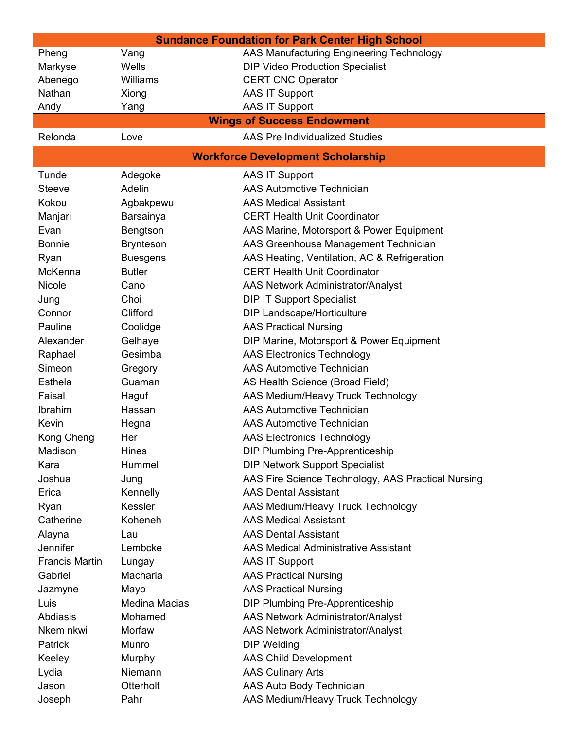## Sundance Foundation for Park Center High School

| | | |
|---|---|---|
| Pheng | Vang | AAS Manufacturing Engineering Technology |
| Markyse | Wells | DIP Video Production Specialist |
| Abenego | Williams | CERT CNC Operator |
| Nathan | Xiong | AAS IT Support |
| Andy | Yang | AAS IT Support |

## Wings of Success Endowment

| | | |
|---|---|---|
| Relonda | Love | AAS Pre Individualized Studies |

## Workforce Development Scholarship

| | | |
|---|---|---|
| Tunde | Adegoke | AAS IT Support |
| Steeve | Adelin | AAS Automotive Technician |
| Kokou | Agbakpewu | AAS Medical Assistant |
| Manjari | Barsainya | CERT Health Unit Coordinator |
| Evan | Bengtson | AAS Marine, Motorsport & Power Equipment |
| Bonnie | Brynteson | AAS Greenhouse Management Technician |
| Ryan | Buesgens | AAS Heating, Ventilation, AC & Refrigeration |
| McKenna | Butler | CERT Health Unit Coordinator |
| Nicole | Cano | AAS Network Administrator/Analyst |
| Jung | Choi | DIP IT Support Specialist |
| Connor | Clifford | DIP Landscape/Horticulture |
| Pauline | Coolidge | AAS Practical Nursing |
| Alexander | Gelhaye | DIP Marine, Motorsport & Power Equipment |
| Raphael | Gesimba | AAS Electronics Technology |
| Simeon | Gregory | AAS Automotive Technician |
| Esthela | Guaman | AS Health Science (Broad Field) |
| Faisal | Haguf | AAS Medium/Heavy Truck Technology |
| Ibrahim | Hassan | AAS Automotive Technician |
| Kevin | Hegna | AAS Automotive Technician |
| Kong Cheng | Her | AAS Electronics Technology |
| Madison | Hines | DIP Plumbing Pre-Apprenticeship |
| Kara | Hummel | DIP Network Support Specialist |
| Joshua | Jung | AAS Fire Science Technology, AAS Practical Nursing |
| Erica | Kennelly | AAS Dental Assistant |
| Ryan | Kessler | AAS Medium/Heavy Truck Technology |
| Catherine | Koheneh | AAS Medical Assistant |
| Alayna | Lau | AAS Dental Assistant |
| Jennifer | Lembcke | AAS Medical Administrative Assistant |
| Francis Martin | Lungay | AAS IT Support |
| Gabriel | Macharia | AAS Practical Nursing |
| Jazmyne | Mayo | AAS Practical Nursing |
| Luis | Medina Macias | DIP Plumbing Pre-Apprenticeship |
| Abdiasis | Mohamed | AAS Network Administrator/Analyst |
| Nkem nkwi | Morfaw | AAS Network Administrator/Analyst |
| Patrick | Munro | DIP Welding |
| Keeley | Murphy | AAS Child Development |
| Lydia | Niemann | AAS Culinary Arts |
| Jason | Otterholt | AAS Auto Body Technician |
| Joseph | Pahr | AAS Medium/Heavy Truck Technology |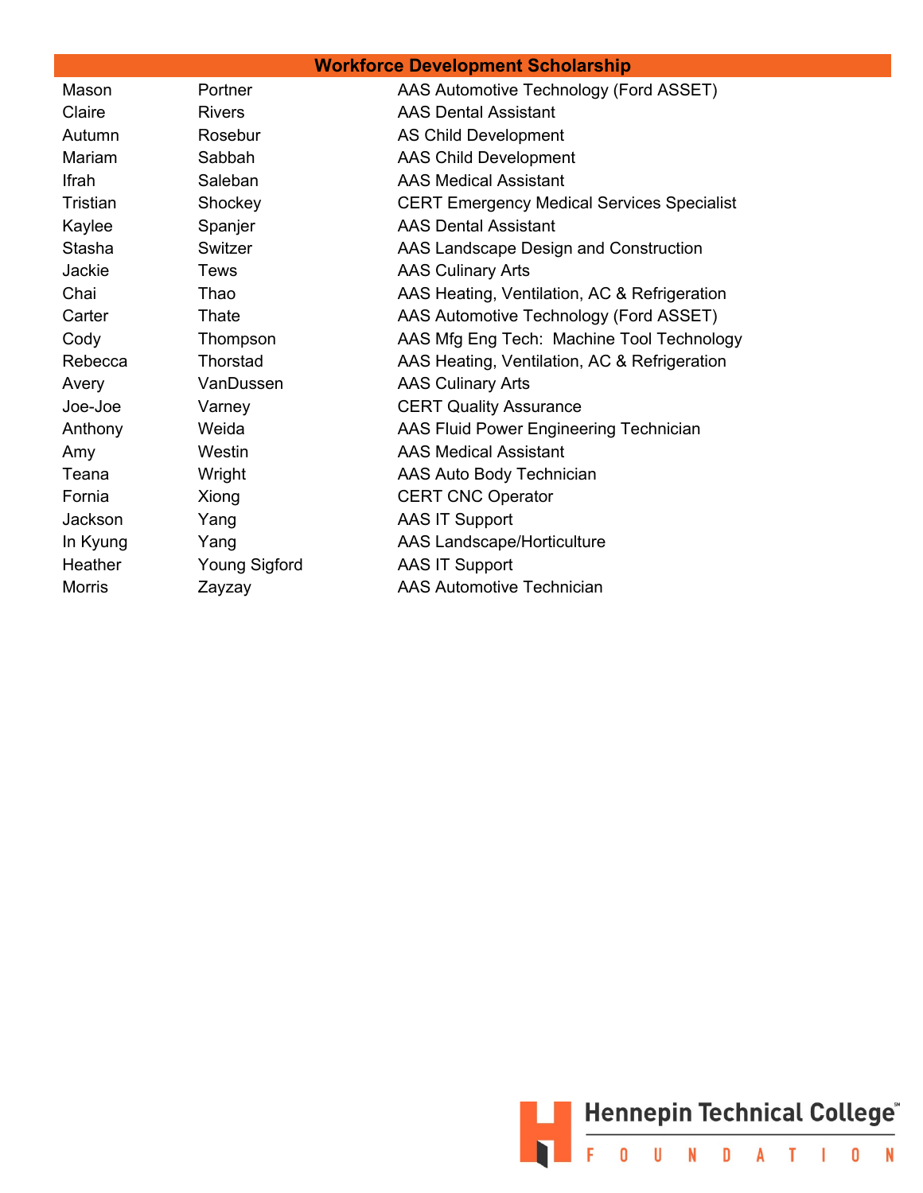| Workforce Development Scholarship | | |
|---|---|---|
| Mason | Portner | AAS Automotive Technology (Ford ASSET) |
| Claire | Rivers | AAS Dental Assistant |
| Autumn | Rosebur | AS Child Development |
| Mariam | Sabbah | AAS Child Development |
| Ifrah | Saleban | AAS Medical Assistant |
| Tristian | Shockey | CERT Emergency Medical Services Specialist |
| Kaylee | Spanjer | AAS Dental Assistant |
| Stasha | Switzer | AAS Landscape Design and Construction |
| Jackie | Tews | AAS Culinary Arts |
| Chai | Thao | AAS Heating, Ventilation, AC & Refrigeration |
| Carter | Thate | AAS Automotive Technology (Ford ASSET) |
| Cody | Thompson | AAS Mfg Eng Tech: Machine Tool Technology |
| Rebecca | Thorstad | AAS Heating, Ventilation, AC & Refrigeration |
| Avery | VanDussen | AAS Culinary Arts |
| Joe-Joe | Varney | CERT Quality Assurance |
| Anthony | Weida | AAS Fluid Power Engineering Technician |
| Amy | Westin | AAS Medical Assistant |
| Teana | Wright | AAS Auto Body Technician |
| Fornia | Xiong | CERT CNC Operator |
| Jackson | Yang | AAS IT Support |
| In Kyung | Yang | AAS Landscape/Horticulture |
| Heather | Young Sigford | AAS IT Support |
| Morris | Zayzay | AAS Automotive Technician |

Hennepin Technical College℠
FOUNDATION